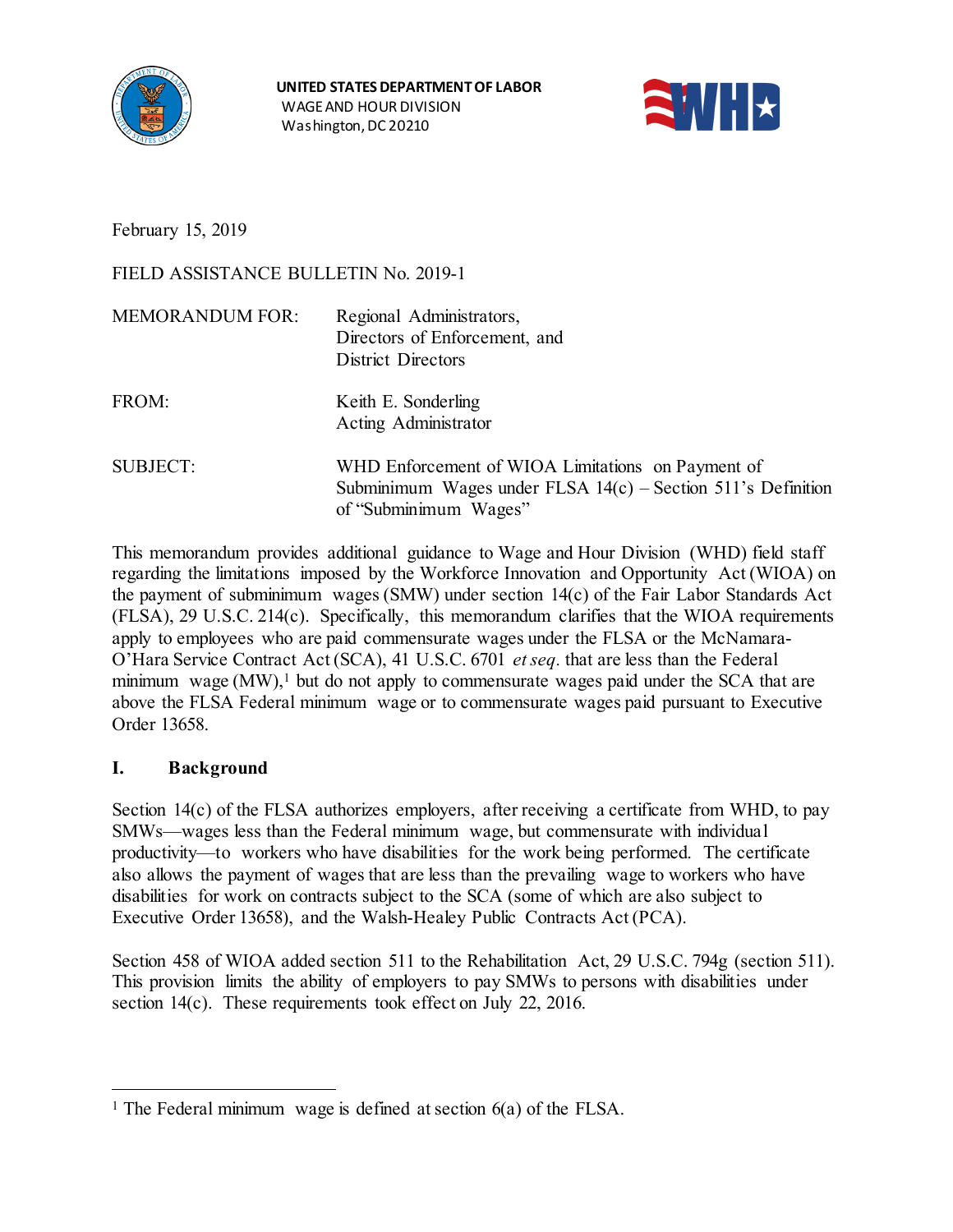UNITED STATES DEPARTMENT OF LABOR
WAGE AND HOUR DIVISION
Washington, DC 20210

February 15, 2019

FIELD ASSISTANCE BULLETIN No. 2019-1

| | |
|---|---|
| MEMORANDUM FOR: | Regional Administrators, Directors of Enforcement, and District Directors |
| FROM: | Keith E. Sonderling<br>Acting Administrator |
| SUBJECT: | WHD Enforcement of WIOA Limitations on Payment of Subminimum Wages under FLSA 14(c) – Section 511's Definition of "Subminimum Wages" |

This memorandum provides additional guidance to Wage and Hour Division (WHD) field staff regarding the limitations imposed by the Workforce Innovation and Opportunity Act (WIOA) on the payment of subminimum wages (SMW) under section 14(c) of the Fair Labor Standards Act (FLSA), 29 U.S.C. 214(c). Specifically, this memorandum clarifies that the WIOA requirements apply to employees who are paid commensurate wages under the FLSA or the McNamara-O'Hara Service Contract Act (SCA), 41 U.S.C. 6701 *et seq.* that are less than the Federal minimum wage (MW),[1] but do not apply to commensurate wages paid under the SCA that are above the FLSA Federal minimum wage or to commensurate wages paid pursuant to Executive Order 13658.

## I. Background

Section 14(c) of the FLSA authorizes employers, after receiving a certificate from WHD, to pay SMWs—wages less than the Federal minimum wage, but commensurate with individual productivity—to workers who have disabilities for the work being performed. The certificate also allows the payment of wages that are less than the prevailing wage to workers who have disabilities for work on contracts subject to the SCA (some of which are also subject to Executive Order 13658), and the Walsh-Healey Public Contracts Act (PCA).

Section 458 of WIOA added section 511 to the Rehabilitation Act, 29 U.S.C. 794g (section 511). This provision limits the ability of employers to pay SMWs to persons with disabilities under section 14(c). These requirements took effect on July 22, 2016.

[1] The Federal minimum wage is defined at section 6(a) of the FLSA.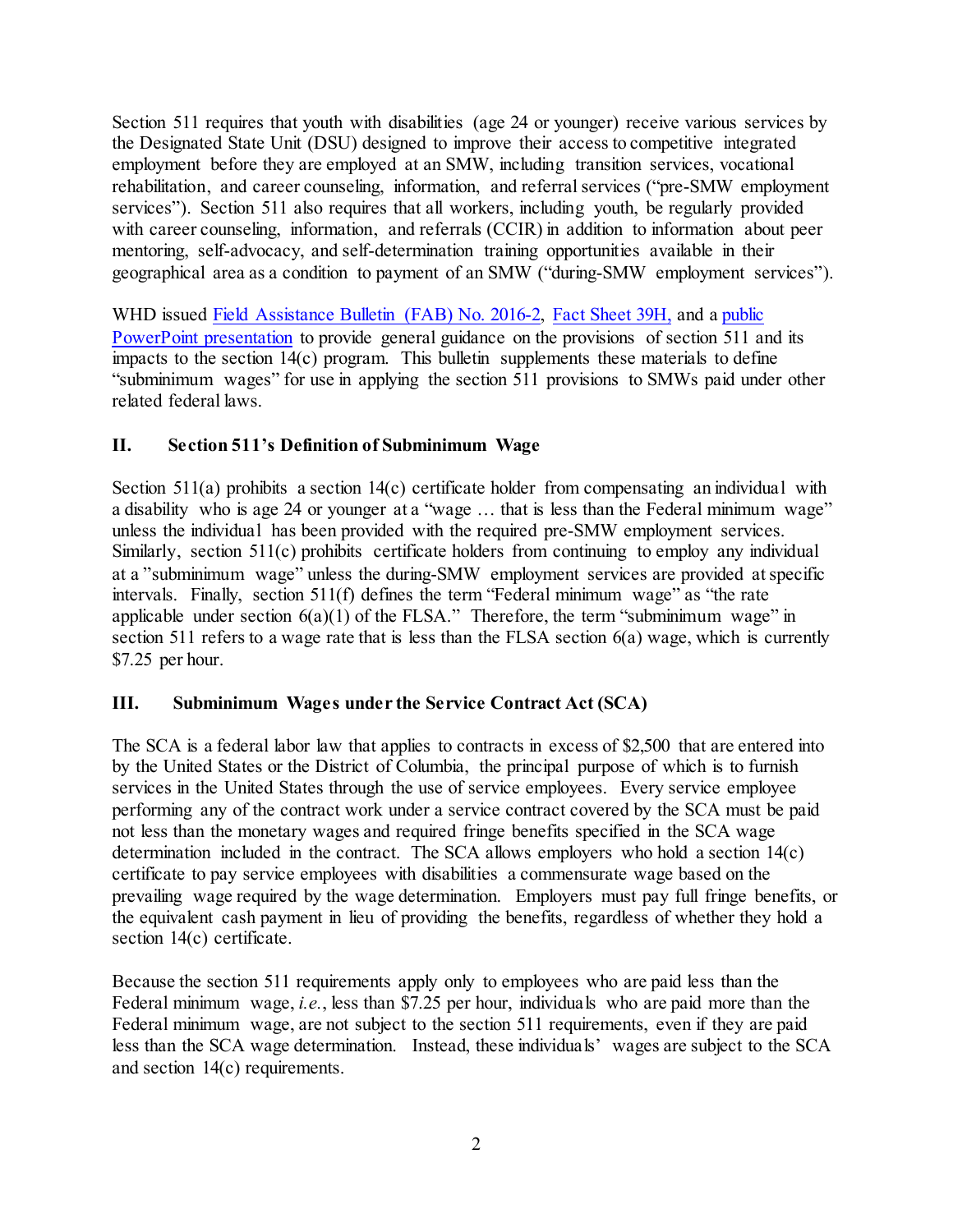Section 511 requires that youth with disabilities (age 24 or younger) receive various services by the Designated State Unit (DSU) designed to improve their access to competitive integrated employment before they are employed at an SMW, including transition services, vocational rehabilitation, and career counseling, information, and referral services ("pre-SMW employment services"). Section 511 also requires that all workers, including youth, be regularly provided with career counseling, information, and referrals (CCIR) in addition to information about peer mentoring, self-advocacy, and self-determination training opportunities available in their geographical area as a condition to payment of an SMW ("during-SMW employment services").

WHD issued Field Assistance Bulletin (FAB) No. 2016-2, Fact Sheet 39H, and a public PowerPoint presentation to provide general guidance on the provisions of section 511 and its impacts to the section 14(c) program. This bulletin supplements these materials to define "subminimum wages" for use in applying the section 511 provisions to SMWs paid under other related federal laws.

## II. Section 511's Definition of Subminimum Wage

Section 511(a) prohibits a section 14(c) certificate holder from compensating an individual with a disability who is age 24 or younger at a "wage … that is less than the Federal minimum wage" unless the individual has been provided with the required pre-SMW employment services. Similarly, section 511(c) prohibits certificate holders from continuing to employ any individual at a "subminimum wage" unless the during-SMW employment services are provided at specific intervals. Finally, section 511(f) defines the term "Federal minimum wage" as "the rate applicable under section 6(a)(1) of the FLSA." Therefore, the term "subminimum wage" in section 511 refers to a wage rate that is less than the FLSA section 6(a) wage, which is currently $7.25 per hour.

## III. Subminimum Wages under the Service Contract Act (SCA)

The SCA is a federal labor law that applies to contracts in excess of $2,500 that are entered into by the United States or the District of Columbia, the principal purpose of which is to furnish services in the United States through the use of service employees. Every service employee performing any of the contract work under a service contract covered by the SCA must be paid not less than the monetary wages and required fringe benefits specified in the SCA wage determination included in the contract. The SCA allows employers who hold a section 14(c) certificate to pay service employees with disabilities a commensurate wage based on the prevailing wage required by the wage determination. Employers must pay full fringe benefits, or the equivalent cash payment in lieu of providing the benefits, regardless of whether they hold a section 14(c) certificate.

Because the section 511 requirements apply only to employees who are paid less than the Federal minimum wage, *i.e.*, less than $7.25 per hour, individuals who are paid more than the Federal minimum wage, are not subject to the section 511 requirements, even if they are paid less than the SCA wage determination. Instead, these individuals' wages are subject to the SCA and section 14(c) requirements.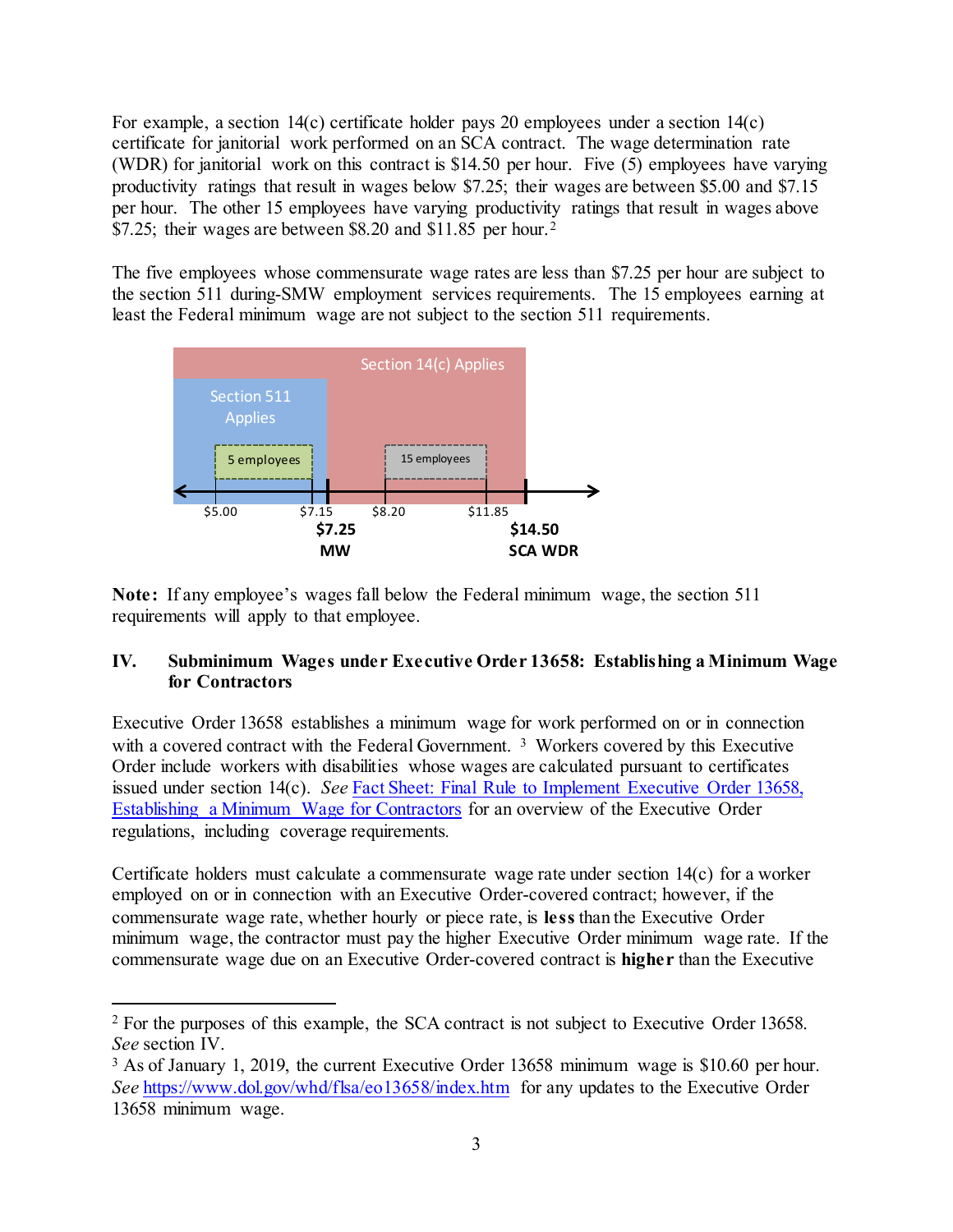For example, a section 14(c) certificate holder pays 20 employees under a section 14(c) certificate for janitorial work performed on an SCA contract. The wage determination rate (WDR) for janitorial work on this contract is $14.50 per hour. Five (5) employees have varying productivity ratings that result in wages below $7.25; their wages are between $5.00 and $7.15 per hour. The other 15 employees have varying productivity ratings that result in wages above $7.25; their wages are between $8.20 and $11.85 per hour.[2]

The five employees whose commensurate wage rates are less than $7.25 per hour are subject to the section 511 during-SMW employment services requirements. The 15 employees earning at least the Federal minimum wage are not subject to the section 511 requirements.

Section 14(c) Applies

Section 511 Applies

5 employees

15 employees

$5.00 $7.15 $8.20 $11.85

**$7.25 MW**

**$14.50 SCA WDR**

**Note:** If any employee's wages fall below the Federal minimum wage, the section 511 requirements will apply to that employee.

## IV. Subminimum Wages under Executive Order 13658: Establishing a Minimum Wage for Contractors

Executive Order 13658 establishes a minimum wage for work performed on or in connection with a covered contract with the Federal Government.[3] Workers covered by this Executive Order include workers with disabilities whose wages are calculated pursuant to certificates issued under section 14(c). *See* Fact Sheet: Final Rule to Implement Executive Order 13658, Establishing a Minimum Wage for Contractors for an overview of the Executive Order regulations, including coverage requirements.

Certificate holders must calculate a commensurate wage rate under section 14(c) for a worker employed on or in connection with an Executive Order-covered contract; however, if the commensurate wage rate, whether hourly or piece rate, is **less** than the Executive Order minimum wage, the contractor must pay the higher Executive Order minimum wage rate. If the commensurate wage due on an Executive Order-covered contract is **higher** than the Executive

---

[2] For the purposes of this example, the SCA contract is not subject to Executive Order 13658. *See* section IV.

[3] As of January 1, 2019, the current Executive Order 13658 minimum wage is $10.60 per hour. *See* https://www.dol.gov/whd/flsa/eo13658/index.htm for any updates to the Executive Order 13658 minimum wage.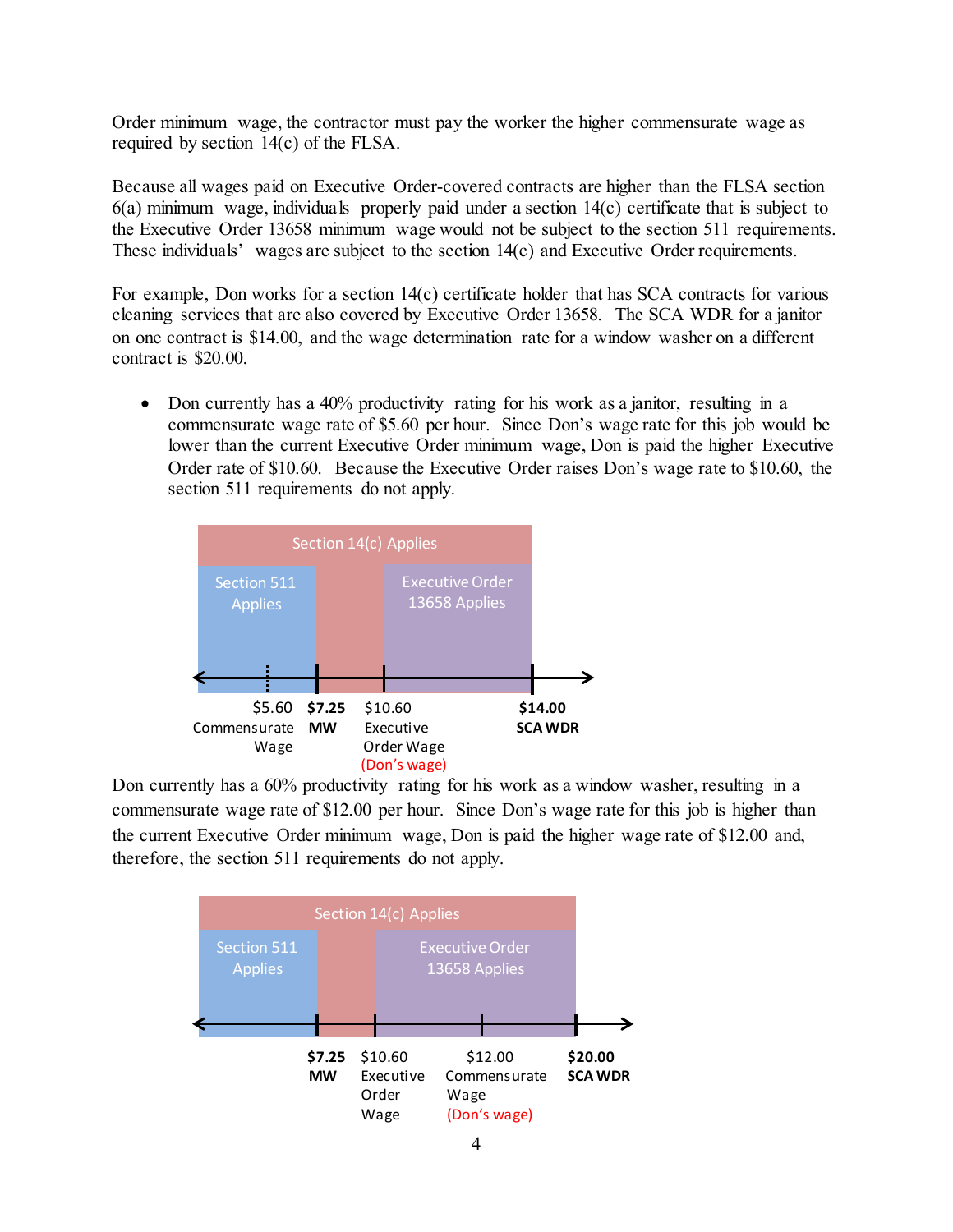Order minimum wage, the contractor must pay the worker the higher commensurate wage as required by section 14(c) of the FLSA.

Because all wages paid on Executive Order-covered contracts are higher than the FLSA section 6(a) minimum wage, individuals properly paid under a section 14(c) certificate that is subject to the Executive Order 13658 minimum wage would not be subject to the section 511 requirements. These individuals' wages are subject to the section 14(c) and Executive Order requirements.

For example, Don works for a section 14(c) certificate holder that has SCA contracts for various cleaning services that are also covered by Executive Order 13658. The SCA WDR for a janitor on one contract is $14.00, and the wage determination rate for a window washer on a different contract is $20.00.

- Don currently has a 40% productivity rating for his work as a janitor, resulting in a commensurate wage rate of $5.60 per hour. Since Don's wage rate for this job would be lower than the current Executive Order minimum wage, Don is paid the higher Executive Order rate of $10.60. Because the Executive Order raises Don's wage rate to $10.60, the section 511 requirements do not apply.

Section 14(c) Applies | Section 511 Applies | Executive Order 13658 Applies

$5.60 Commensurate Wage | **$7.25 MW** | $10.60 Executive Order Wage (Don's wage) | **$14.00 SCA WDR**

Don currently has a 60% productivity rating for his work as a window washer, resulting in a commensurate wage rate of $12.00 per hour. Since Don's wage rate for this job is higher than the current Executive Order minimum wage, Don is paid the higher wage rate of $12.00 and, therefore, the section 511 requirements do not apply.

Section 14(c) Applies | Section 511 Applies | Executive Order 13658 Applies

**$7.25 MW** | $10.60 Executive Order Wage | $12.00 Commensurate Wage (Don's wage) | **$20.00 SCA WDR**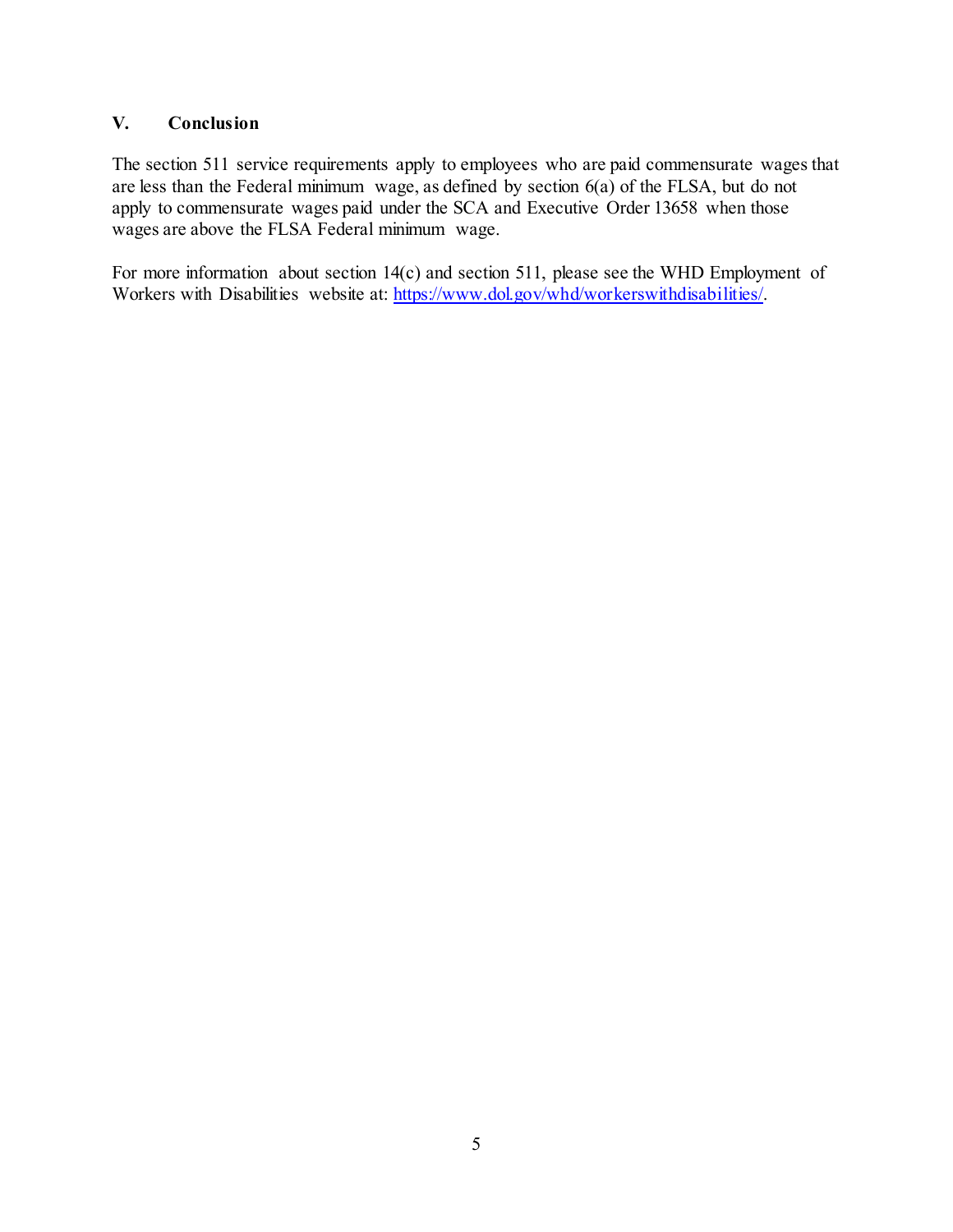## V. Conclusion

The section 511 service requirements apply to employees who are paid commensurate wages that are less than the Federal minimum wage, as defined by section 6(a) of the FLSA, but do not apply to commensurate wages paid under the SCA and Executive Order 13658 when those wages are above the FLSA Federal minimum wage.

For more information about section 14(c) and section 511, please see the WHD Employment of Workers with Disabilities website at: [https://www.dol.gov/whd/workerswithdisabilities/](https://www.dol.gov/whd/workerswithdisabilities/).